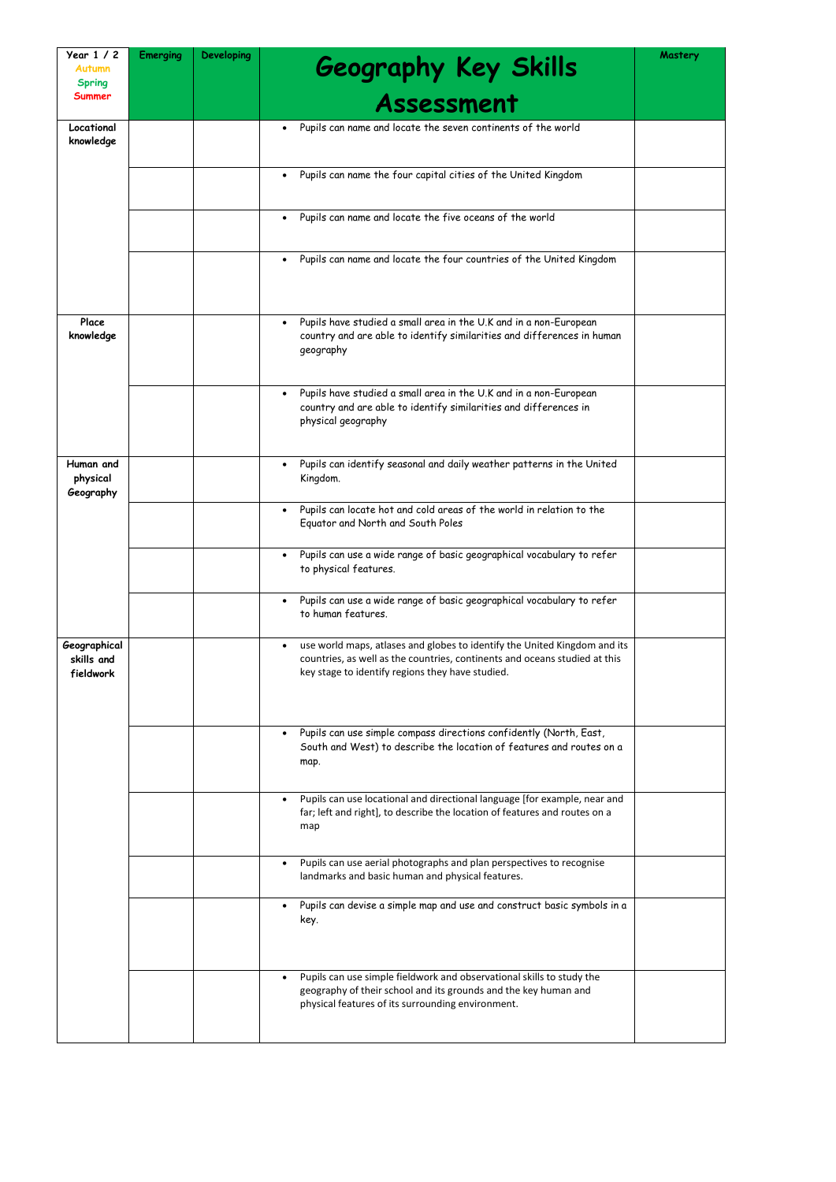| Year 1 / 2<br>Autumn<br>Spring<br>Summer | Emerging | Developing | Geography Key Skills Assessment | Mastery |
|---|---|---|---|---|
| Locational knowledge | | | • Pupils can name and locate the seven continents of the world | |
| | | | • Pupils can name the four capital cities of the United Kingdom | |
| | | | • Pupils can name and locate the five oceans of the world | |
| | | | • Pupils can name and locate the four countries of the United Kingdom | |
| Place knowledge | | | • Pupils have studied a small area in the U.K and in a non-European country and are able to identify similarities and differences in human geography | |
| | | | • Pupils have studied a small area in the U.K and in a non-European country and are able to identify similarities and differences in physical geography | |
| Human and physical Geography | | | • Pupils can identify seasonal and daily weather patterns in the United Kingdom. | |
| | | | • Pupils can locate hot and cold areas of the world in relation to the Equator and North and South Poles | |
| | | | • Pupils can use a wide range of basic geographical vocabulary to refer to physical features. | |
| | | | • Pupils can use a wide range of basic geographical vocabulary to refer to human features. | |
| Geographical skills and fieldwork | | | • use world maps, atlases and globes to identify the United Kingdom and its countries, as well as the countries, continents and oceans studied at this key stage to identify regions they have studied. | |
| | | | • Pupils can use simple compass directions confidently (North, East, South and West) to describe the location of features and routes on a map. | |
| | | | • Pupils can use locational and directional language [for example, near and far; left and right], to describe the location of features and routes on a map | |
| | | | • Pupils can use aerial photographs and plan perspectives to recognise landmarks and basic human and physical features. | |
| | | | • Pupils can devise a simple map and use and construct basic symbols in a key. | |
| | | | • Pupils can use simple fieldwork and observational skills to study the geography of their school and its grounds and the key human and physical features of its surrounding environment. | |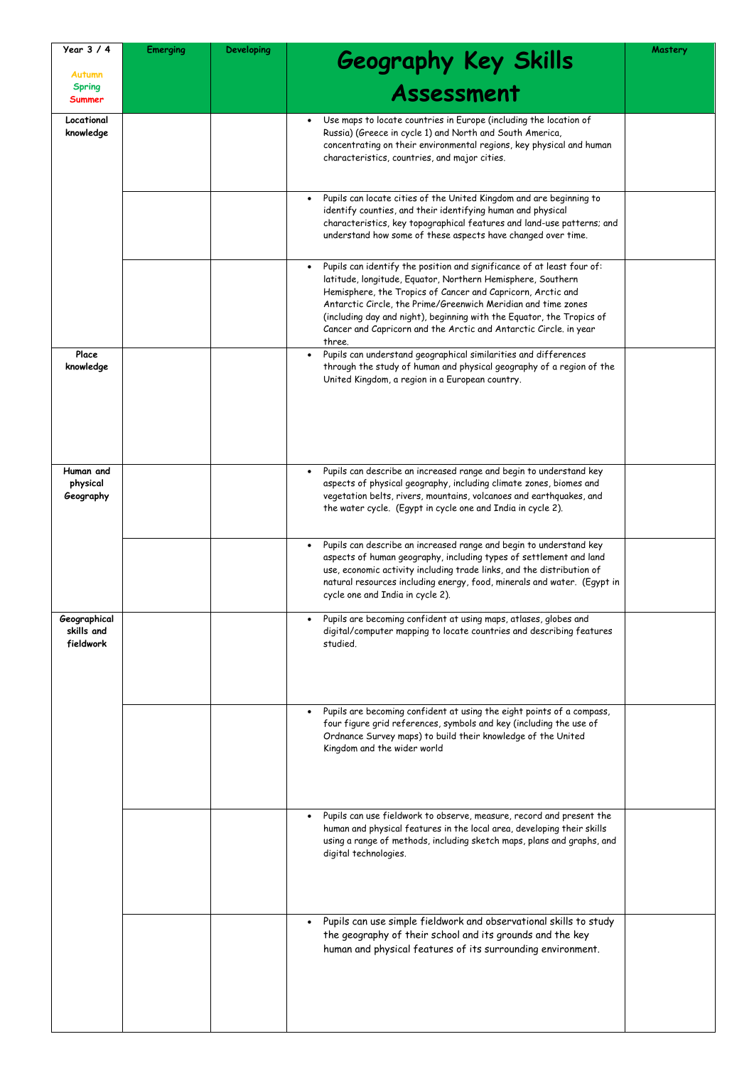| Year 3 / 4<br><br>Autumn<br>Spring<br>Summer | Emerging | Developing | Geography Key Skills Assessment | Mastery |
|---|---|---|---|---|
| Locational knowledge | | | • Use maps to locate countries in Europe (including the location of Russia) (Greece in cycle 1) and North and South America, concentrating on their environmental regions, key physical and human characteristics, countries, and major cities. | |
| | | | • Pupils can locate cities of the United Kingdom and are beginning to identify counties, and their identifying human and physical characteristics, key topographical features and land-use patterns; and understand how some of these aspects have changed over time. | |
| | | | • Pupils can identify the position and significance of at least four of: latitude, longitude, Equator, Northern Hemisphere, Southern Hemisphere, the Tropics of Cancer and Capricorn, Arctic and Antarctic Circle, the Prime/Greenwich Meridian and time zones (including day and night), beginning with the Equator, the Tropics of Cancer and Capricorn and the Arctic and Antarctic Circle. in year three. | |
| Place knowledge | | | • Pupils can understand geographical similarities and differences through the study of human and physical geography of a region of the United Kingdom, a region in a European country. | |
| Human and physical Geography | | | • Pupils can describe an increased range and begin to understand key aspects of physical geography, including climate zones, biomes and vegetation belts, rivers, mountains, volcanoes and earthquakes, and the water cycle. (Egypt in cycle one and India in cycle 2). | |
| | | | • Pupils can describe an increased range and begin to understand key aspects of human geography, including types of settlement and land use, economic activity including trade links, and the distribution of natural resources including energy, food, minerals and water. (Egypt in cycle one and India in cycle 2). | |
| Geographical skills and fieldwork | | | • Pupils are becoming confident at using maps, atlases, globes and digital/computer mapping to locate countries and describing features studied. | |
| | | | • Pupils are becoming confident at using the eight points of a compass, four figure grid references, symbols and key (including the use of Ordnance Survey maps) to build their knowledge of the United Kingdom and the wider world | |
| | | | • Pupils can use fieldwork to observe, measure, record and present the human and physical features in the local area, developing their skills using a range of methods, including sketch maps, plans and graphs, and digital technologies. | |
| | | | • Pupils can use simple fieldwork and observational skills to study the geography of their school and its grounds and the key human and physical features of its surrounding environment. | |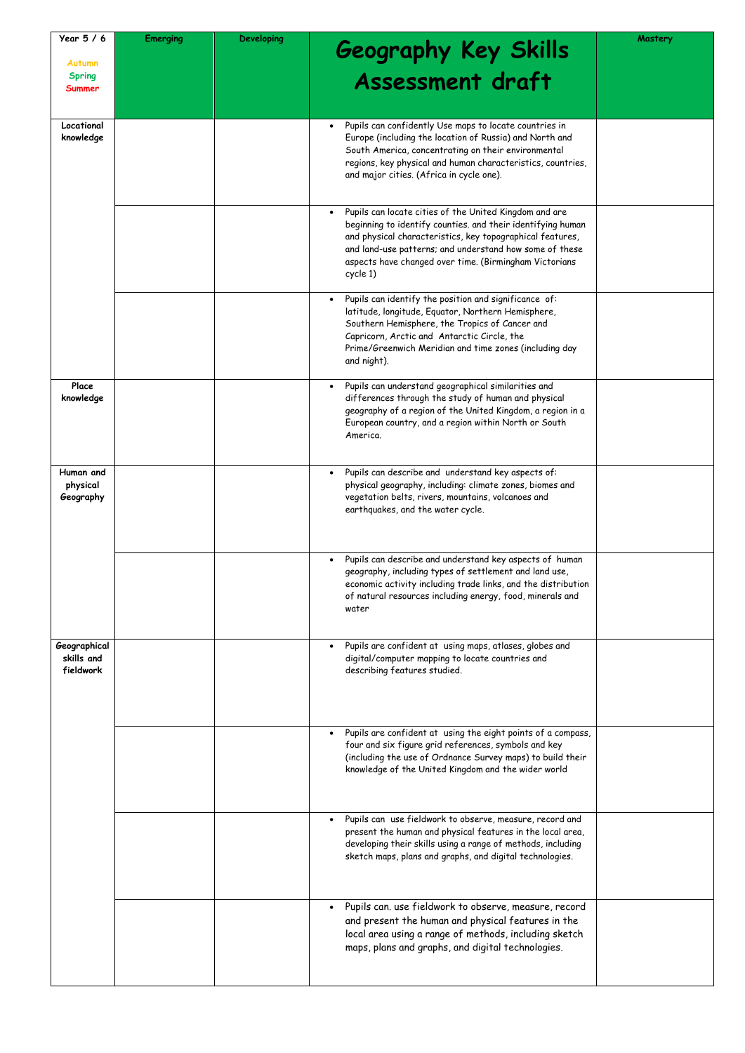| Year 5 / 6<br>Autumn<br>Spring<br>Summer | Emerging | Developing | Geography Key Skills Assessment draft | Mastery |
|---|---|---|---|---|
| Locational knowledge | | | • Pupils can confidently Use maps to locate countries in Europe (including the location of Russia) and North and South America, concentrating on their environmental regions, key physical and human characteristics, countries, and major cities. (Africa in cycle one). | |
| | | | • Pupils can locate cities of the United Kingdom and are beginning to identify counties. and their identifying human and physical characteristics, key topographical features, and land-use patterns; and understand how some of these aspects have changed over time. (Birmingham Victorians cycle 1) | |
| | | | • Pupils can identify the position and significance of: latitude, longitude, Equator, Northern Hemisphere, Southern Hemisphere, the Tropics of Cancer and Capricorn, Arctic and Antarctic Circle, the Prime/Greenwich Meridian and time zones (including day and night). | |
| Place knowledge | | | • Pupils can understand geographical similarities and differences through the study of human and physical geography of a region of the United Kingdom, a region in a European country, and a region within North or South America. | |
| Human and physical Geography | | | • Pupils can describe and understand key aspects of: physical geography, including: climate zones, biomes and vegetation belts, rivers, mountains, volcanoes and earthquakes, and the water cycle. | |
| | | | • Pupils can describe and understand key aspects of human geography, including types of settlement and land use, economic activity including trade links, and the distribution of natural resources including energy, food, minerals and water | |
| Geographical skills and fieldwork | | | • Pupils are confident at using maps, atlases, globes and digital/computer mapping to locate countries and describing features studied. | |
| | | | • Pupils are confident at using the eight points of a compass, four and six figure grid references, symbols and key (including the use of Ordnance Survey maps) to build their knowledge of the United Kingdom and the wider world | |
| | | | • Pupils can use fieldwork to observe, measure, record and present the human and physical features in the local area, developing their skills using a range of methods, including sketch maps, plans and graphs, and digital technologies. | |
| | | | • Pupils can. use fieldwork to observe, measure, record and present the human and physical features in the local area using a range of methods, including sketch maps, plans and graphs, and digital technologies. | |